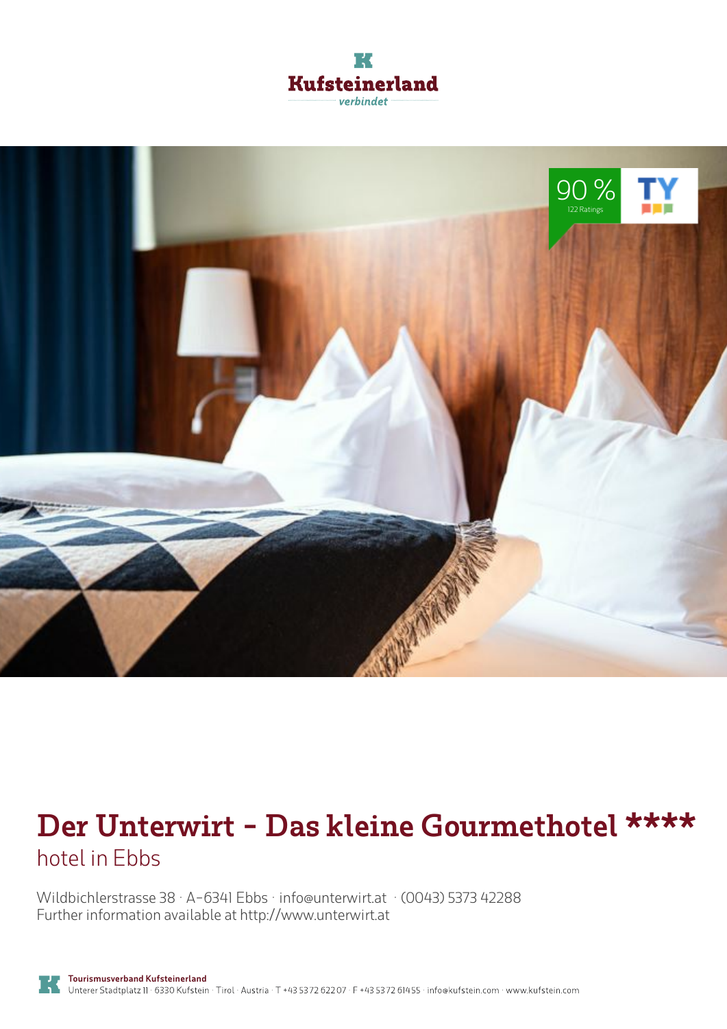Kufsteinerland
verbindet

90 %
122 Ratings

# Der Unterwirt - Das kleine Gourmethotel ****

hotel in Ebbs

Wildbichlerstrasse 38 · A-6341 Ebbs · info@unterwirt.at · (0043) 5373 42288
Further information available at http://www.unterwirt.at

**Tourismusverband Kufsteinerland**
Unterer Stadtplatz 11 · 6330 Kufstein · Tirol · Austria · T +43 5372 62207 · F +43 5372 61455 · info@kufstein.com · www.kufstein.com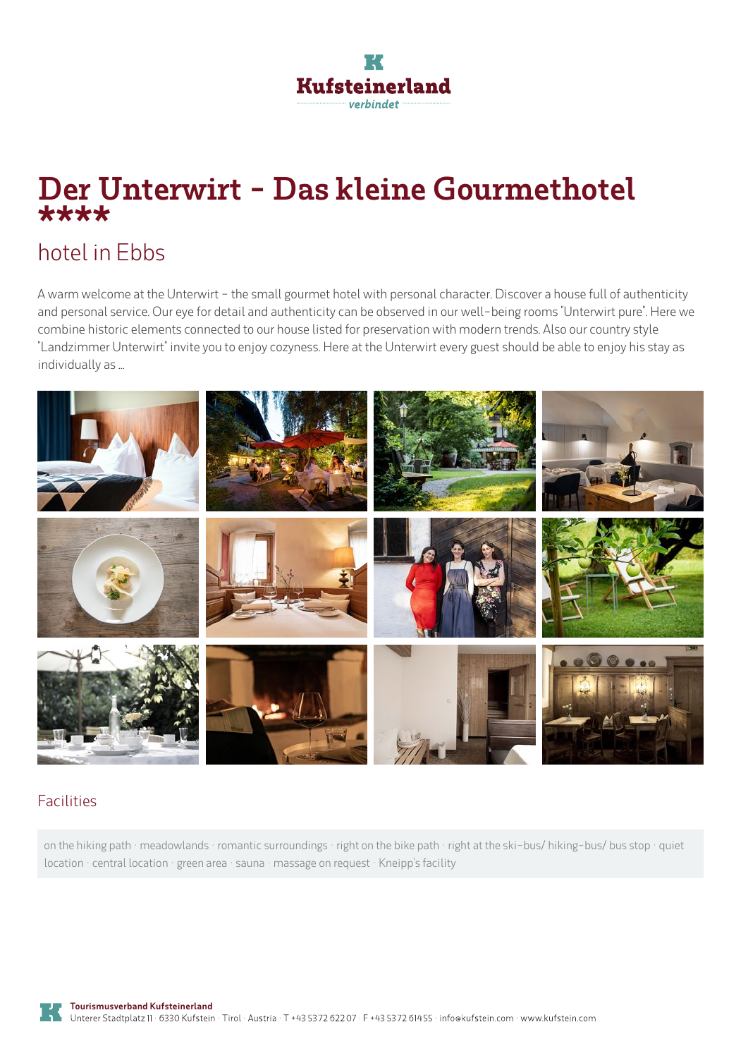# Der Unterwirt - Das kleine Gourmethotel ****

## hotel in Ebbs

A warm welcome at the Unterwirt - the small gourmet hotel with personal character. Discover a house full of authenticity and personal service. Our eye for detail and authenticity can be observed in our well-being rooms "Unterwirt pure". Here we combine historic elements connected to our house listed for preservation with modern trends. Also our country style "Landzimmer Unterwirt" invite you to enjoy cozyness. Here at the Unterwirt every guest should be able to enjoy his stay as individually as ...

### Facilities

on the hiking path · meadowlands · romantic surroundings · right on the bike path · right at the ski-bus/ hiking-bus/ bus stop · quiet location · central location · green area · sauna · massage on request · Kneipp's facility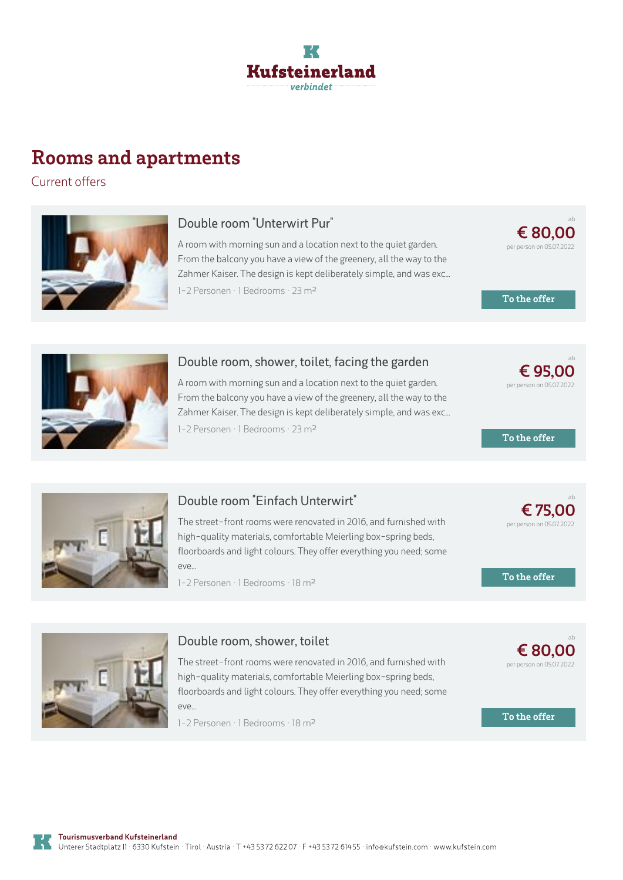Kufsteinerland
verbindet

# Rooms and apartments

Current offers

### Double room "Unterwirt Pur"

A room with morning sun and a location next to the quiet garden. From the balcony you have a view of the greenery, all the way to the Zahmer Kaiser. The design is kept deliberately simple, and was exc...

1-2 Personen · 1 Bedrooms · 23 m²

ab **€ 80,00** per person on 05.07.2022

To the offer

### Double room, shower, toilet, facing the garden

A room with morning sun and a location next to the quiet garden. From the balcony you have a view of the greenery, all the way to the Zahmer Kaiser. The design is kept deliberately simple, and was exc...

1-2 Personen · 1 Bedrooms · 23 m²

ab **€ 95,00** per person on 05.07.2022

To the offer

### Double room "Einfach Unterwirt"

The street-front rooms were renovated in 2016, and furnished with high-quality materials, comfortable Meierling box-spring beds, floorboards and light colours. They offer everything you need; some eve...

1-2 Personen · 1 Bedrooms · 18 m²

ab **€ 75,00** per person on 05.07.2022

To the offer

### Double room, shower, toilet

The street-front rooms were renovated in 2016, and furnished with high-quality materials, comfortable Meierling box-spring beds, floorboards and light colours. They offer everything you need; some eve...

1-2 Personen · 1 Bedrooms · 18 m²

ab **€ 80,00** per person on 05.07.2022

To the offer

**Tourismusverband Kufsteinerland**
Unterer Stadtplatz 11 · 6330 Kufstein · Tirol · Austria · T +43 5372 62207 · F +43 5372 61455 · info@kufstein.com · www.kufstein.com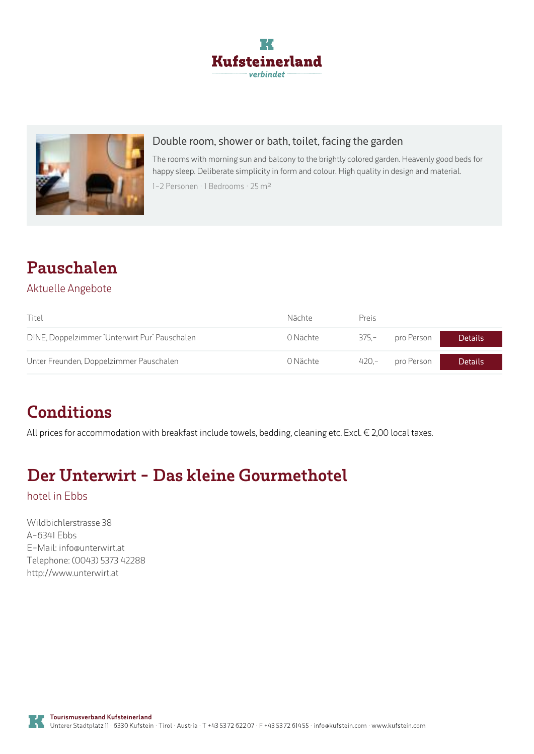### Double room, shower or bath, toilet, facing the garden

The rooms with morning sun and balcony to the brightly colored garden. Heavenly good beds for happy sleep. Deliberate simplicity in form and colour. High quality in design and material.

1-2 Personen · 1 Bedrooms · 25 m²

## Pauschalen

Aktuelle Angebote

| Titel | Nächte | Preis | | |
|---|---|---|---|---|
| DINE, Doppelzimmer "Unterwirt Pur" Pauschalen | 0 Nächte | 375,- | pro Person | Details |
| Unter Freunden, Doppelzimmer Pauschalen | 0 Nächte | 420,- | pro Person | Details |

## Conditions

All prices for accommodation with breakfast include towels, bedding, cleaning etc. Excl. € 2,00 local taxes.

## Der Unterwirt - Das kleine Gourmethotel

hotel in Ebbs

Wildbichlerstrasse 38
A-6341 Ebbs
E-Mail: info@unterwirt.at
Telephone: (0043) 5373 42288
http://www.unterwirt.at